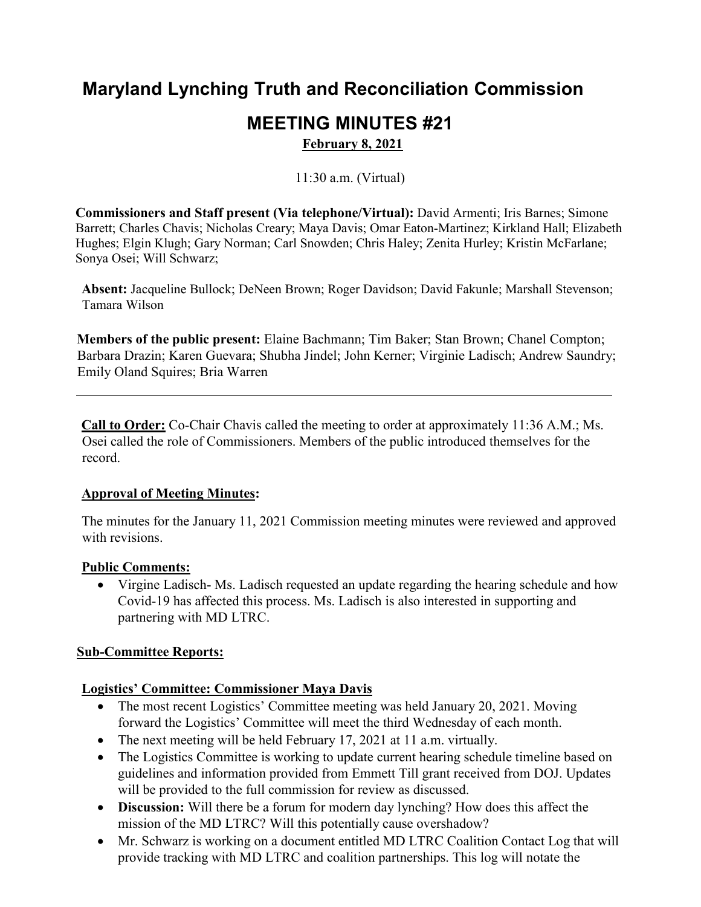# Maryland Lynching Truth and Reconciliation Commission

## MEETING MINUTES #21

**February 8, 2021**

11:30 a.m. (Virtual)

**Commissioners and Staff present (Via telephone/Virtual):** David Armenti; Iris Barnes; Simone Barrett; Charles Chavis; Nicholas Creary; Maya Davis; Omar Eaton-Martinez; Kirkland Hall; Elizabeth Hughes; Elgin Klugh; Gary Norman; Carl Snowden; Chris Haley; Zenita Hurley; Kristin McFarlane; Sonya Osei; Will Schwarz;

**Absent:** Jacqueline Bullock; DeNeen Brown; Roger Davidson; David Fakunle; Marshall Stevenson; Tamara Wilson

**Members of the public present:** Elaine Bachmann; Tim Baker; Stan Brown; Chanel Compton; Barbara Drazin; Karen Guevara; Shubha Jindel; John Kerner; Virginie Ladisch; Andrew Saundry; Emily Oland Squires; Bria Warren

---

**Call to Order:** Co-Chair Chavis called the meeting to order at approximately 11:36 A.M.; Ms. Osei called the role of Commissioners. Members of the public introduced themselves for the record.

**Approval of Meeting Minutes:**

The minutes for the January 11, 2021 Commission meeting minutes were reviewed and approved with revisions.

**Public Comments:**

- Virgine Ladisch- Ms. Ladisch requested an update regarding the hearing schedule and how Covid-19 has affected this process. Ms. Ladisch is also interested in supporting and partnering with MD LTRC.

**Sub-Committee Reports:**

**Logistics' Committee: Commissioner Maya Davis**

- The most recent Logistics' Committee meeting was held January 20, 2021. Moving forward the Logistics' Committee will meet the third Wednesday of each month.
- The next meeting will be held February 17, 2021 at 11 a.m. virtually.
- The Logistics Committee is working to update current hearing schedule timeline based on guidelines and information provided from Emmett Till grant received from DOJ. Updates will be provided to the full commission for review as discussed.
- **Discussion:** Will there be a forum for modern day lynching? How does this affect the mission of the MD LTRC? Will this potentially cause overshadow?
- Mr. Schwarz is working on a document entitled MD LTRC Coalition Contact Log that will provide tracking with MD LTRC and coalition partnerships. This log will notate the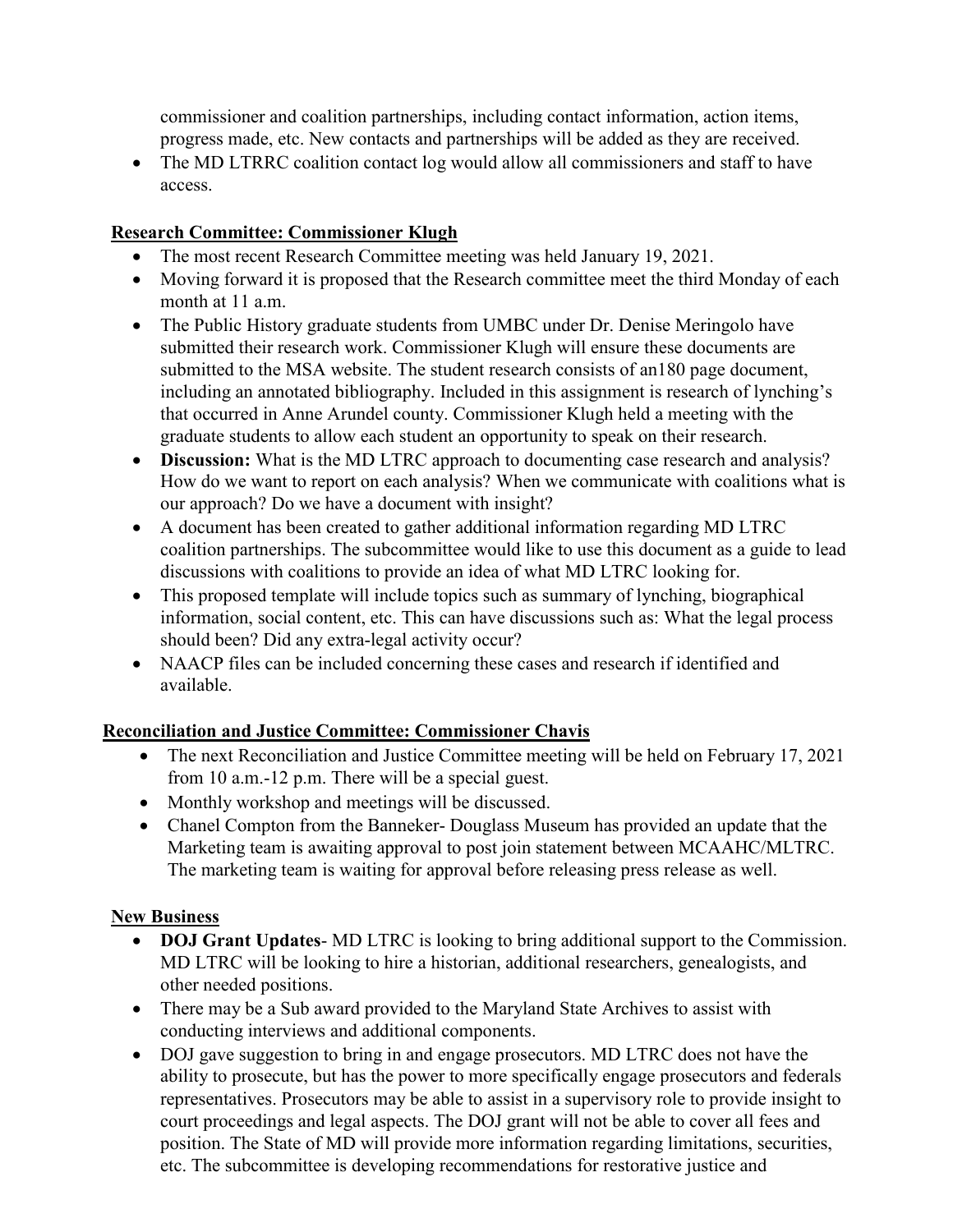commissioner and coalition partnerships, including contact information, action items, progress made, etc. New contacts and partnerships will be added as they are received.

- The MD LTRRC coalition contact log would allow all commissioners and staff to have access.

**Research Committee: Commissioner Klugh**

- The most recent Research Committee meeting was held January 19, 2021.
- Moving forward it is proposed that the Research committee meet the third Monday of each month at 11 a.m.
- The Public History graduate students from UMBC under Dr. Denise Meringolo have submitted their research work. Commissioner Klugh will ensure these documents are submitted to the MSA website. The student research consists of an180 page document, including an annotated bibliography. Included in this assignment is research of lynching's that occurred in Anne Arundel county. Commissioner Klugh held a meeting with the graduate students to allow each student an opportunity to speak on their research.
- **Discussion:** What is the MD LTRC approach to documenting case research and analysis? How do we want to report on each analysis? When we communicate with coalitions what is our approach? Do we have a document with insight?
- A document has been created to gather additional information regarding MD LTRC coalition partnerships. The subcommittee would like to use this document as a guide to lead discussions with coalitions to provide an idea of what MD LTRC looking for.
- This proposed template will include topics such as summary of lynching, biographical information, social content, etc. This can have discussions such as: What the legal process should been? Did any extra-legal activity occur?
- NAACP files can be included concerning these cases and research if identified and available.

**Reconciliation and Justice Committee: Commissioner Chavis**

- The next Reconciliation and Justice Committee meeting will be held on February 17, 2021 from 10 a.m.-12 p.m. There will be a special guest.
- Monthly workshop and meetings will be discussed.
- Chanel Compton from the Banneker- Douglass Museum has provided an update that the Marketing team is awaiting approval to post join statement between MCAAHC/MLTRC. The marketing team is waiting for approval before releasing press release as well.

**New Business**

- **DOJ Grant Updates**- MD LTRC is looking to bring additional support to the Commission. MD LTRC will be looking to hire a historian, additional researchers, genealogists, and other needed positions.
- There may be a Sub award provided to the Maryland State Archives to assist with conducting interviews and additional components.
- DOJ gave suggestion to bring in and engage prosecutors. MD LTRC does not have the ability to prosecute, but has the power to more specifically engage prosecutors and federals representatives. Prosecutors may be able to assist in a supervisory role to provide insight to court proceedings and legal aspects. The DOJ grant will not be able to cover all fees and position. The State of MD will provide more information regarding limitations, securities, etc. The subcommittee is developing recommendations for restorative justice and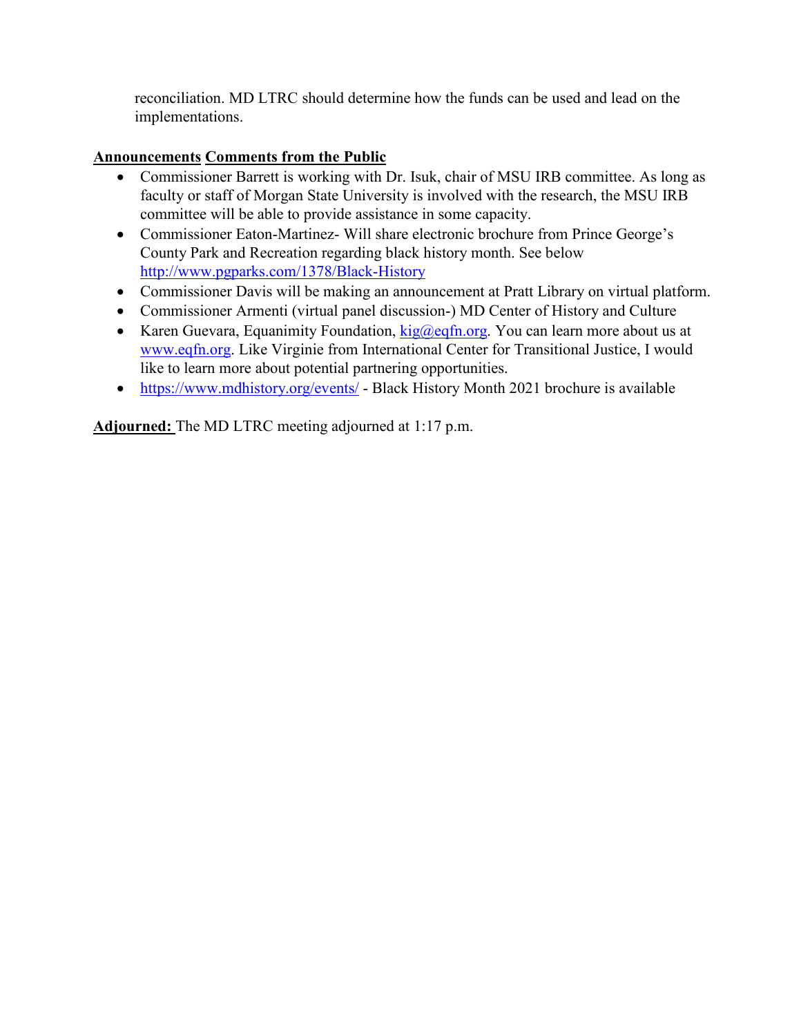reconciliation. MD LTRC should determine how the funds can be used and lead on the implementations.

**Announcements** **Comments from the Public**

- Commissioner Barrett is working with Dr. Isuk, chair of MSU IRB committee. As long as faculty or staff of Morgan State University is involved with the research, the MSU IRB committee will be able to provide assistance in some capacity.
- Commissioner Eaton-Martinez- Will share electronic brochure from Prince George's County Park and Recreation regarding black history month. See below http://www.pgparks.com/1378/Black-History
- Commissioner Davis will be making an announcement at Pratt Library on virtual platform.
- Commissioner Armenti (virtual panel discussion-) MD Center of History and Culture
- Karen Guevara, Equanimity Foundation, kig@eqfn.org. You can learn more about us at www.eqfn.org. Like Virginie from International Center for Transitional Justice, I would like to learn more about potential partnering opportunities.
- https://www.mdhistory.org/events/ - Black History Month 2021 brochure is available

**Adjourned:** The MD LTRC meeting adjourned at 1:17 p.m.